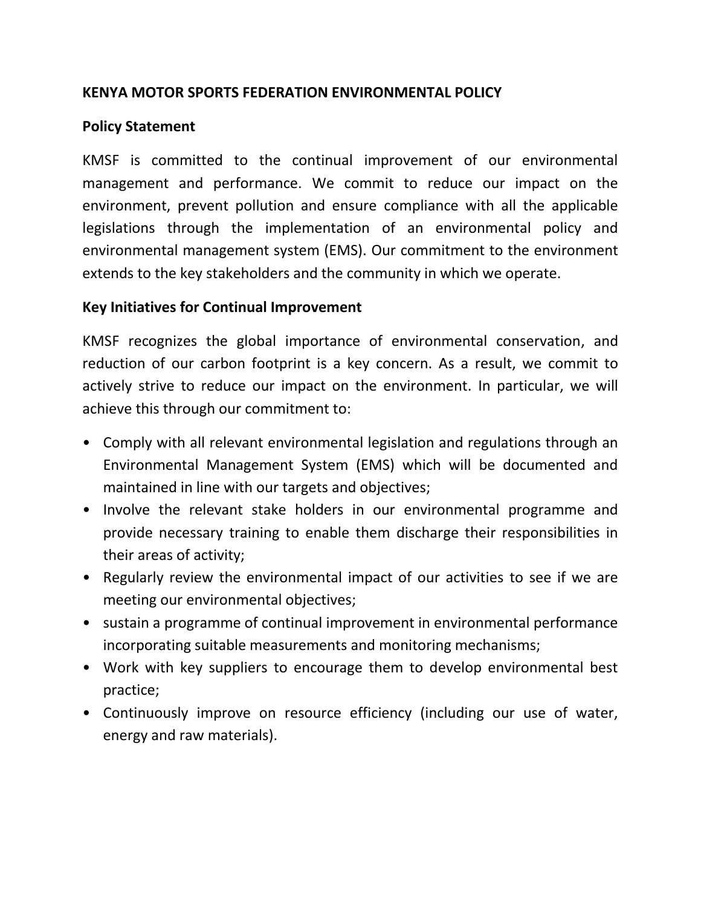# KENYA MOTOR SPORTS FEDERATION ENVIRONMENTAL POLICY

## Policy Statement

KMSF is committed to the continual improvement of our environmental management and performance. We commit to reduce our impact on the environment, prevent pollution and ensure compliance with all the applicable legislations through the implementation of an environmental policy and environmental management system (EMS). Our commitment to the environment extends to the key stakeholders and the community in which we operate.

## Key Initiatives for Continual Improvement

KMSF recognizes the global importance of environmental conservation, and reduction of our carbon footprint is a key concern. As a result, we commit to actively strive to reduce our impact on the environment. In particular, we will achieve this through our commitment to:

- Comply with all relevant environmental legislation and regulations through an Environmental Management System (EMS) which will be documented and maintained in line with our targets and objectives;
- Involve the relevant stake holders in our environmental programme and provide necessary training to enable them discharge their responsibilities in their areas of activity;
- Regularly review the environmental impact of our activities to see if we are meeting our environmental objectives;
- sustain a programme of continual improvement in environmental performance incorporating suitable measurements and monitoring mechanisms;
- Work with key suppliers to encourage them to develop environmental best practice;
- Continuously improve on resource efficiency (including our use of water, energy and raw materials).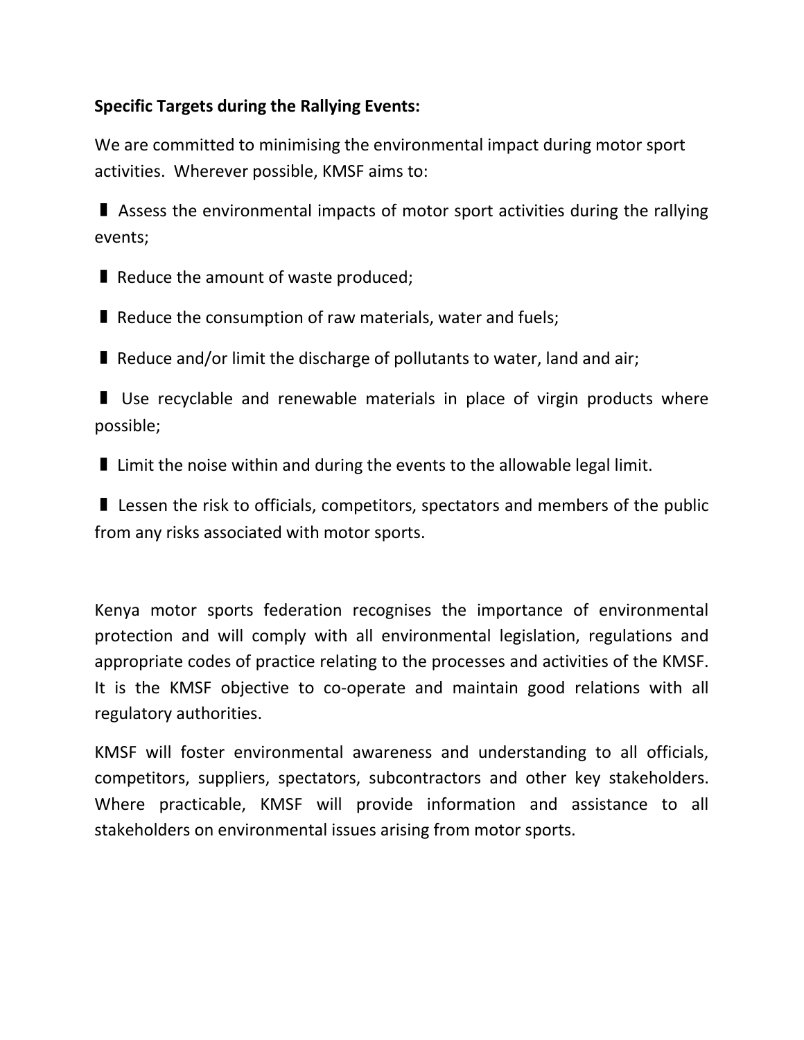**Specific Targets during the Rallying Events:**

We are committed to minimising the environmental impact during motor sport activities. Wherever possible, KMSF aims to:

- Assess the environmental impacts of motor sport activities during the rallying events;
- Reduce the amount of waste produced;
- Reduce the consumption of raw materials, water and fuels;
- Reduce and/or limit the discharge of pollutants to water, land and air;
- Use recyclable and renewable materials in place of virgin products where possible;
- Limit the noise within and during the events to the allowable legal limit.
- Lessen the risk to officials, competitors, spectators and members of the public from any risks associated with motor sports.

Kenya motor sports federation recognises the importance of environmental protection and will comply with all environmental legislation, regulations and appropriate codes of practice relating to the processes and activities of the KMSF. It is the KMSF objective to co-operate and maintain good relations with all regulatory authorities.

KMSF will foster environmental awareness and understanding to all officials, competitors, suppliers, spectators, subcontractors and other key stakeholders. Where practicable, KMSF will provide information and assistance to all stakeholders on environmental issues arising from motor sports.